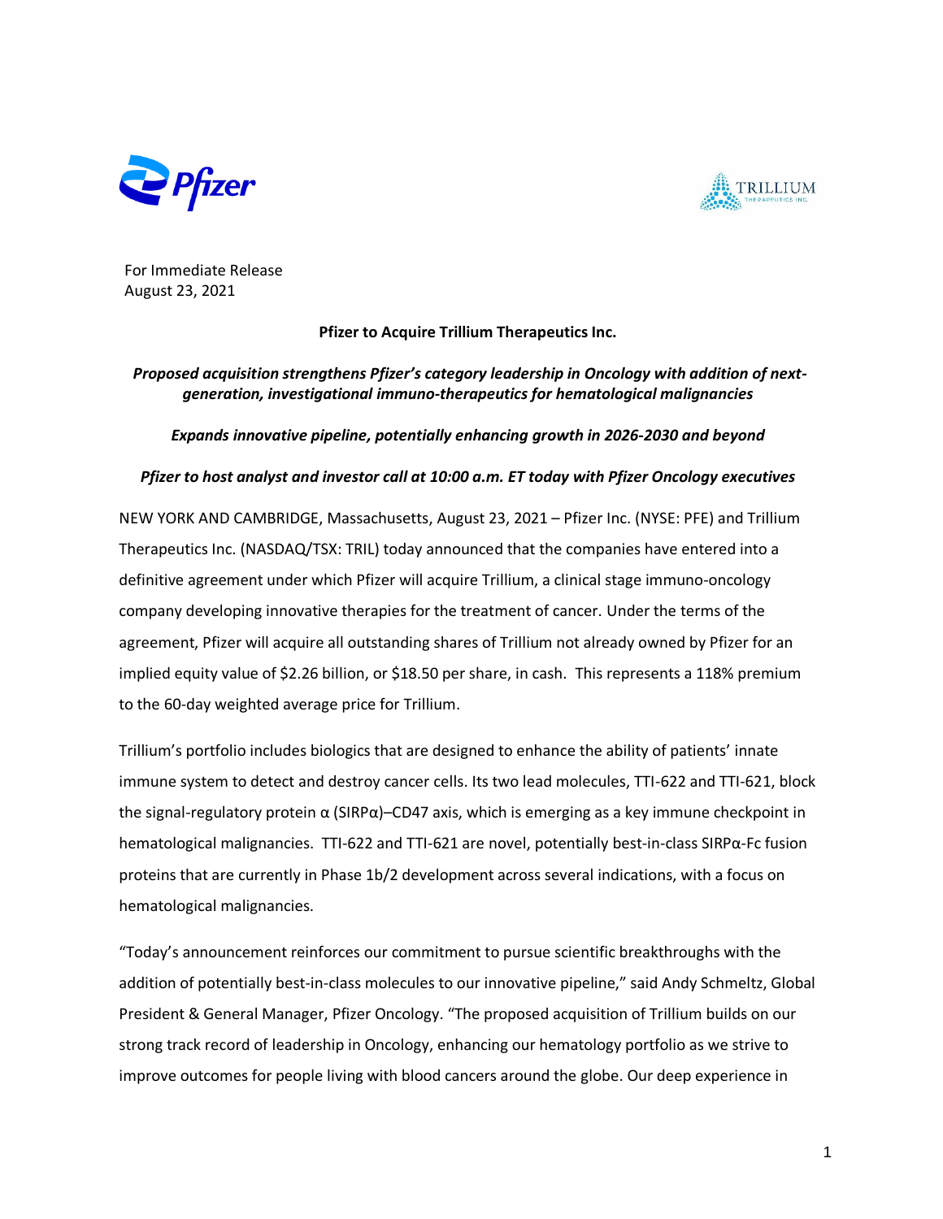For Immediate Release
August 23, 2021

**Pfizer to Acquire Trillium Therapeutics Inc.**

***Proposed acquisition strengthens Pfizer's category leadership in Oncology with addition of next-generation, investigational immuno-therapeutics for hematological malignancies***

***Expands innovative pipeline, potentially enhancing growth in 2026-2030 and beyond***

***Pfizer to host analyst and investor call at 10:00 a.m. ET today with Pfizer Oncology executives***

NEW YORK AND CAMBRIDGE, Massachusetts, August 23, 2021 – Pfizer Inc. (NYSE: PFE) and Trillium Therapeutics Inc. (NASDAQ/TSX: TRIL) today announced that the companies have entered into a definitive agreement under which Pfizer will acquire Trillium, a clinical stage immuno-oncology company developing innovative therapies for the treatment of cancer. Under the terms of the agreement, Pfizer will acquire all outstanding shares of Trillium not already owned by Pfizer for an implied equity value of $2.26 billion, or $18.50 per share, in cash. This represents a 118% premium to the 60-day weighted average price for Trillium.

Trillium's portfolio includes biologics that are designed to enhance the ability of patients' innate immune system to detect and destroy cancer cells. Its two lead molecules, TTI-622 and TTI-621, block the signal-regulatory protein α (SIRPα)–CD47 axis, which is emerging as a key immune checkpoint in hematological malignancies. TTI-622 and TTI-621 are novel, potentially best-in-class SIRPα-Fc fusion proteins that are currently in Phase 1b/2 development across several indications, with a focus on hematological malignancies.

"Today's announcement reinforces our commitment to pursue scientific breakthroughs with the addition of potentially best-in-class molecules to our innovative pipeline," said Andy Schmeltz, Global President & General Manager, Pfizer Oncology. "The proposed acquisition of Trillium builds on our strong track record of leadership in Oncology, enhancing our hematology portfolio as we strive to improve outcomes for people living with blood cancers around the globe. Our deep experience in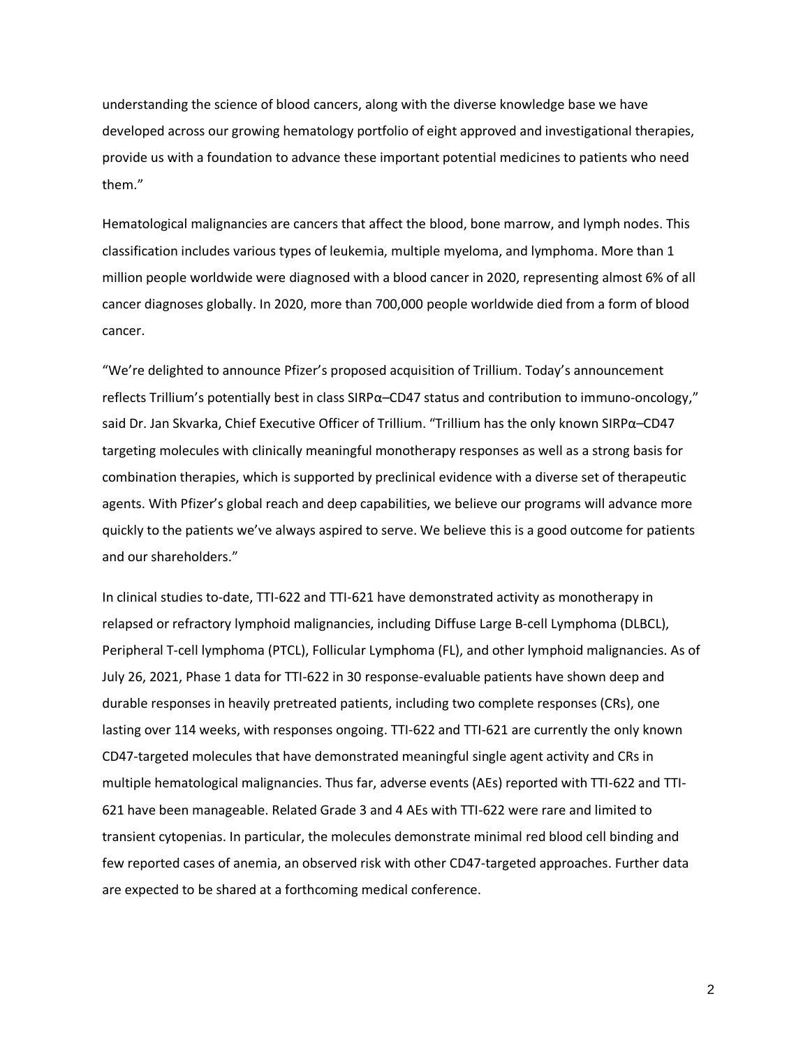understanding the science of blood cancers, along with the diverse knowledge base we have developed across our growing hematology portfolio of eight approved and investigational therapies, provide us with a foundation to advance these important potential medicines to patients who need them."

Hematological malignancies are cancers that affect the blood, bone marrow, and lymph nodes. This classification includes various types of leukemia, multiple myeloma, and lymphoma. More than 1 million people worldwide were diagnosed with a blood cancer in 2020, representing almost 6% of all cancer diagnoses globally. In 2020, more than 700,000 people worldwide died from a form of blood cancer.

"We're delighted to announce Pfizer's proposed acquisition of Trillium. Today's announcement reflects Trillium's potentially best in class SIRPα–CD47 status and contribution to immuno-oncology," said Dr. Jan Skvarka, Chief Executive Officer of Trillium. "Trillium has the only known SIRPα–CD47 targeting molecules with clinically meaningful monotherapy responses as well as a strong basis for combination therapies, which is supported by preclinical evidence with a diverse set of therapeutic agents. With Pfizer's global reach and deep capabilities, we believe our programs will advance more quickly to the patients we've always aspired to serve. We believe this is a good outcome for patients and our shareholders."

In clinical studies to-date, TTI-622 and TTI-621 have demonstrated activity as monotherapy in relapsed or refractory lymphoid malignancies, including Diffuse Large B-cell Lymphoma (DLBCL), Peripheral T-cell lymphoma (PTCL), Follicular Lymphoma (FL), and other lymphoid malignancies. As of July 26, 2021, Phase 1 data for TTI-622 in 30 response-evaluable patients have shown deep and durable responses in heavily pretreated patients, including two complete responses (CRs), one lasting over 114 weeks, with responses ongoing. TTI-622 and TTI-621 are currently the only known CD47-targeted molecules that have demonstrated meaningful single agent activity and CRs in multiple hematological malignancies. Thus far, adverse events (AEs) reported with TTI-622 and TTI-621 have been manageable. Related Grade 3 and 4 AEs with TTI-622 were rare and limited to transient cytopenias. In particular, the molecules demonstrate minimal red blood cell binding and few reported cases of anemia, an observed risk with other CD47-targeted approaches. Further data are expected to be shared at a forthcoming medical conference.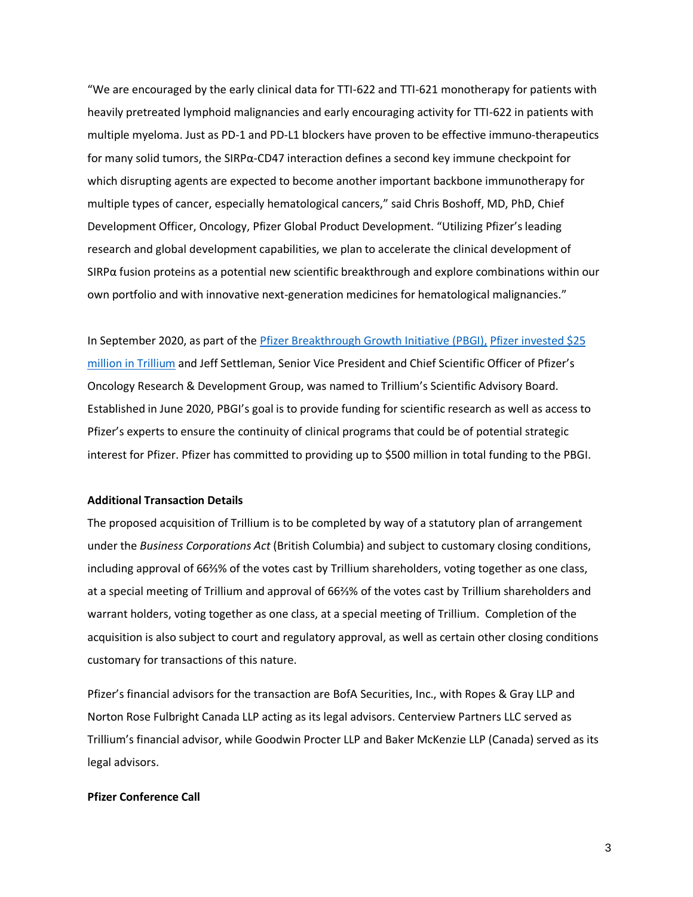"We are encouraged by the early clinical data for TTI-622 and TTI-621 monotherapy for patients with heavily pretreated lymphoid malignancies and early encouraging activity for TTI-622 in patients with multiple myeloma. Just as PD-1 and PD-L1 blockers have proven to be effective immuno-therapeutics for many solid tumors, the SIRPα-CD47 interaction defines a second key immune checkpoint for which disrupting agents are expected to become another important backbone immunotherapy for multiple types of cancer, especially hematological cancers," said Chris Boshoff, MD, PhD, Chief Development Officer, Oncology, Pfizer Global Product Development. "Utilizing Pfizer's leading research and global development capabilities, we plan to accelerate the clinical development of SIRPα fusion proteins as a potential new scientific breakthrough and explore combinations within our own portfolio and with innovative next-generation medicines for hematological malignancies."

In September 2020, as part of the Pfizer Breakthrough Growth Initiative (PBGI), Pfizer invested $25 million in Trillium and Jeff Settleman, Senior Vice President and Chief Scientific Officer of Pfizer's Oncology Research & Development Group, was named to Trillium's Scientific Advisory Board. Established in June 2020, PBGI's goal is to provide funding for scientific research as well as access to Pfizer's experts to ensure the continuity of clinical programs that could be of potential strategic interest for Pfizer. Pfizer has committed to providing up to $500 million in total funding to the PBGI.

**Additional Transaction Details**

The proposed acquisition of Trillium is to be completed by way of a statutory plan of arrangement under the *Business Corporations Act* (British Columbia) and subject to customary closing conditions, including approval of 66⅔% of the votes cast by Trillium shareholders, voting together as one class, at a special meeting of Trillium and approval of 66⅔% of the votes cast by Trillium shareholders and warrant holders, voting together as one class, at a special meeting of Trillium. Completion of the acquisition is also subject to court and regulatory approval, as well as certain other closing conditions customary for transactions of this nature.

Pfizer's financial advisors for the transaction are BofA Securities, Inc., with Ropes & Gray LLP and Norton Rose Fulbright Canada LLP acting as its legal advisors. Centerview Partners LLC served as Trillium's financial advisor, while Goodwin Procter LLP and Baker McKenzie LLP (Canada) served as its legal advisors.

**Pfizer Conference Call**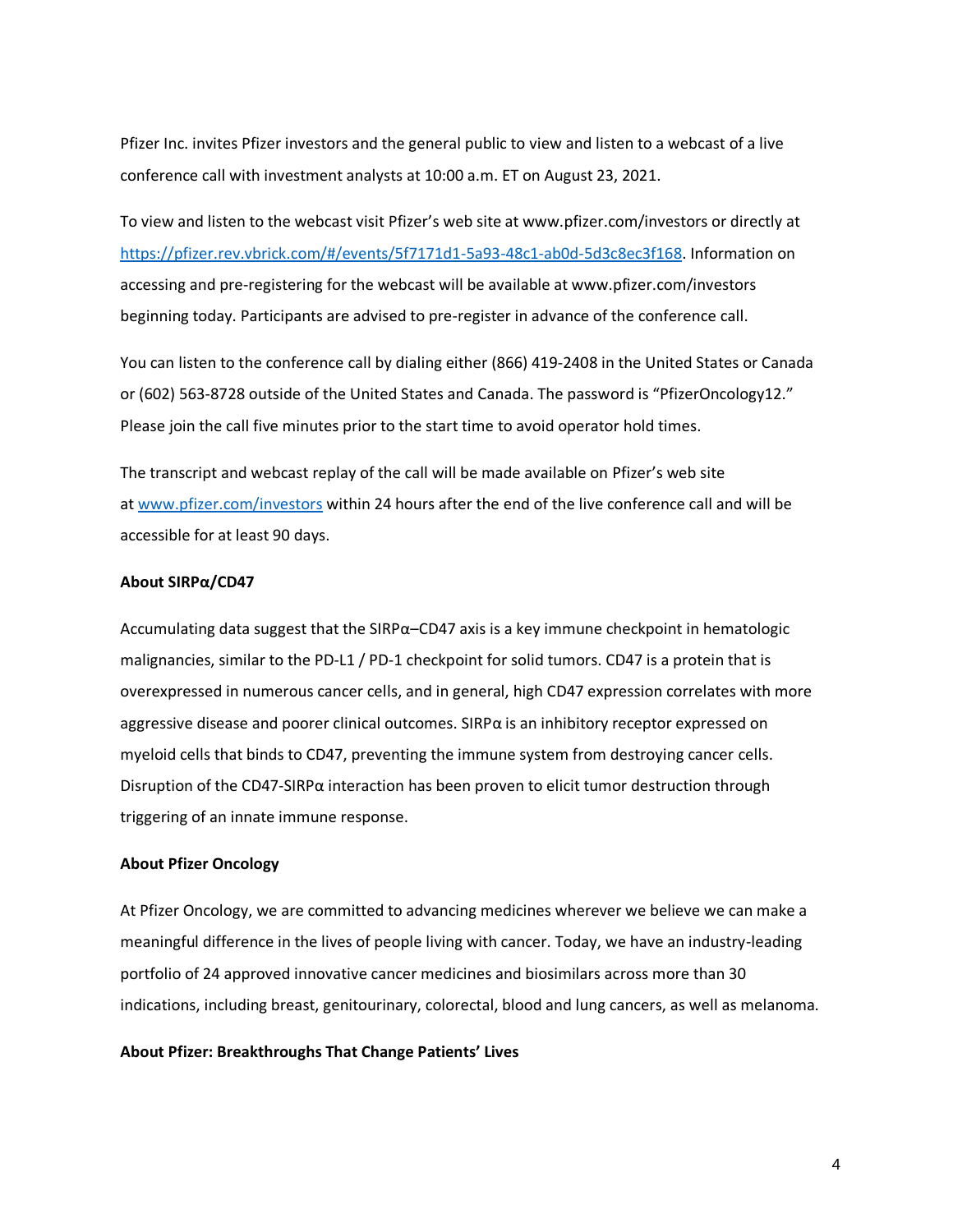Pfizer Inc. invites Pfizer investors and the general public to view and listen to a webcast of a live conference call with investment analysts at 10:00 a.m. ET on August 23, 2021.

To view and listen to the webcast visit Pfizer's web site at www.pfizer.com/investors or directly at [https://pfizer.rev.vbrick.com/#/events/5f7171d1-5a93-48c1-ab0d-5d3c8ec3f168](https://pfizer.rev.vbrick.com/#/events/5f7171d1-5a93-48c1-ab0d-5d3c8ec3f168). Information on accessing and pre-registering for the webcast will be available at www.pfizer.com/investors beginning today. Participants are advised to pre-register in advance of the conference call.

You can listen to the conference call by dialing either (866) 419-2408 in the United States or Canada or (602) 563-8728 outside of the United States and Canada. The password is "PfizerOncology12." Please join the call five minutes prior to the start time to avoid operator hold times.

The transcript and webcast replay of the call will be made available on Pfizer's web site at [www.pfizer.com/investors](www.pfizer.com/investors) within 24 hours after the end of the live conference call and will be accessible for at least 90 days.

**About SIRPα/CD47**

Accumulating data suggest that the SIRPα–CD47 axis is a key immune checkpoint in hematologic malignancies, similar to the PD-L1 / PD-1 checkpoint for solid tumors. CD47 is a protein that is overexpressed in numerous cancer cells, and in general, high CD47 expression correlates with more aggressive disease and poorer clinical outcomes. SIRPα is an inhibitory receptor expressed on myeloid cells that binds to CD47, preventing the immune system from destroying cancer cells. Disruption of the CD47-SIRPα interaction has been proven to elicit tumor destruction through triggering of an innate immune response.

**About Pfizer Oncology**

At Pfizer Oncology, we are committed to advancing medicines wherever we believe we can make a meaningful difference in the lives of people living with cancer. Today, we have an industry-leading portfolio of 24 approved innovative cancer medicines and biosimilars across more than 30 indications, including breast, genitourinary, colorectal, blood and lung cancers, as well as melanoma.

**About Pfizer: Breakthroughs That Change Patients' Lives**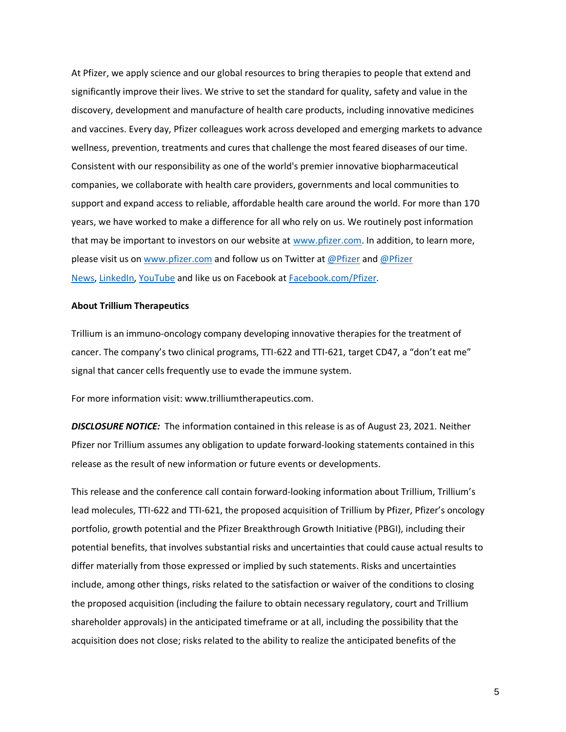At Pfizer, we apply science and our global resources to bring therapies to people that extend and significantly improve their lives. We strive to set the standard for quality, safety and value in the discovery, development and manufacture of health care products, including innovative medicines and vaccines. Every day, Pfizer colleagues work across developed and emerging markets to advance wellness, prevention, treatments and cures that challenge the most feared diseases of our time. Consistent with our responsibility as one of the world's premier innovative biopharmaceutical companies, we collaborate with health care providers, governments and local communities to support and expand access to reliable, affordable health care around the world. For more than 170 years, we have worked to make a difference for all who rely on us. We routinely post information that may be important to investors on our website at [www.pfizer.com](www.pfizer.com). In addition, to learn more, please visit us on [www.pfizer.com](www.pfizer.com) and follow us on Twitter at @Pfizer and @Pfizer News, LinkedIn, YouTube and like us on Facebook at Facebook.com/Pfizer.

**About Trillium Therapeutics**

Trillium is an immuno-oncology company developing innovative therapies for the treatment of cancer. The company's two clinical programs, TTI-622 and TTI-621, target CD47, a "don't eat me" signal that cancer cells frequently use to evade the immune system.

For more information visit: www.trilliumtherapeutics.com.

***DISCLOSURE NOTICE:*** The information contained in this release is as of August 23, 2021. Neither Pfizer nor Trillium assumes any obligation to update forward-looking statements contained in this release as the result of new information or future events or developments.

This release and the conference call contain forward-looking information about Trillium, Trillium's lead molecules, TTI-622 and TTI-621, the proposed acquisition of Trillium by Pfizer, Pfizer's oncology portfolio, growth potential and the Pfizer Breakthrough Growth Initiative (PBGI), including their potential benefits, that involves substantial risks and uncertainties that could cause actual results to differ materially from those expressed or implied by such statements. Risks and uncertainties include, among other things, risks related to the satisfaction or waiver of the conditions to closing the proposed acquisition (including the failure to obtain necessary regulatory, court and Trillium shareholder approvals) in the anticipated timeframe or at all, including the possibility that the acquisition does not close; risks related to the ability to realize the anticipated benefits of the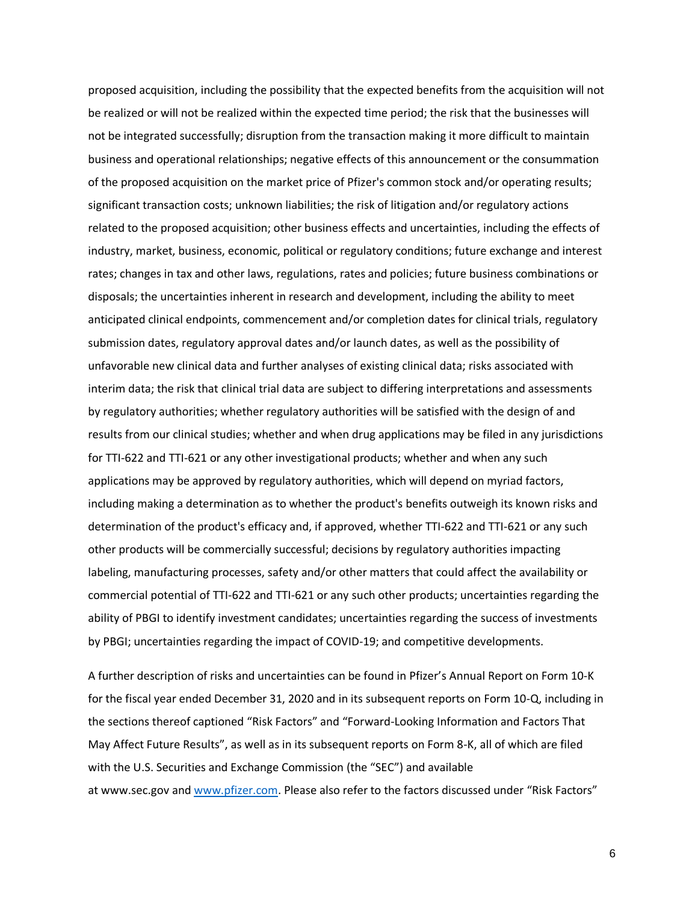proposed acquisition, including the possibility that the expected benefits from the acquisition will not be realized or will not be realized within the expected time period; the risk that the businesses will not be integrated successfully; disruption from the transaction making it more difficult to maintain business and operational relationships; negative effects of this announcement or the consummation of the proposed acquisition on the market price of Pfizer's common stock and/or operating results; significant transaction costs; unknown liabilities; the risk of litigation and/or regulatory actions related to the proposed acquisition; other business effects and uncertainties, including the effects of industry, market, business, economic, political or regulatory conditions; future exchange and interest rates; changes in tax and other laws, regulations, rates and policies; future business combinations or disposals; the uncertainties inherent in research and development, including the ability to meet anticipated clinical endpoints, commencement and/or completion dates for clinical trials, regulatory submission dates, regulatory approval dates and/or launch dates, as well as the possibility of unfavorable new clinical data and further analyses of existing clinical data; risks associated with interim data; the risk that clinical trial data are subject to differing interpretations and assessments by regulatory authorities; whether regulatory authorities will be satisfied with the design of and results from our clinical studies; whether and when drug applications may be filed in any jurisdictions for TTI-622 and TTI-621 or any other investigational products; whether and when any such applications may be approved by regulatory authorities, which will depend on myriad factors, including making a determination as to whether the product's benefits outweigh its known risks and determination of the product's efficacy and, if approved, whether TTI-622 and TTI-621 or any such other products will be commercially successful; decisions by regulatory authorities impacting labeling, manufacturing processes, safety and/or other matters that could affect the availability or commercial potential of TTI-622 and TTI-621 or any such other products; uncertainties regarding the ability of PBGI to identify investment candidates; uncertainties regarding the success of investments by PBGI; uncertainties regarding the impact of COVID-19; and competitive developments.

A further description of risks and uncertainties can be found in Pfizer's Annual Report on Form 10-K for the fiscal year ended December 31, 2020 and in its subsequent reports on Form 10-Q, including in the sections thereof captioned "Risk Factors" and "Forward-Looking Information and Factors That May Affect Future Results", as well as in its subsequent reports on Form 8-K, all of which are filed with the U.S. Securities and Exchange Commission (the "SEC") and available at www.sec.gov and [www.pfizer.com](http://www.pfizer.com). Please also refer to the factors discussed under "Risk Factors"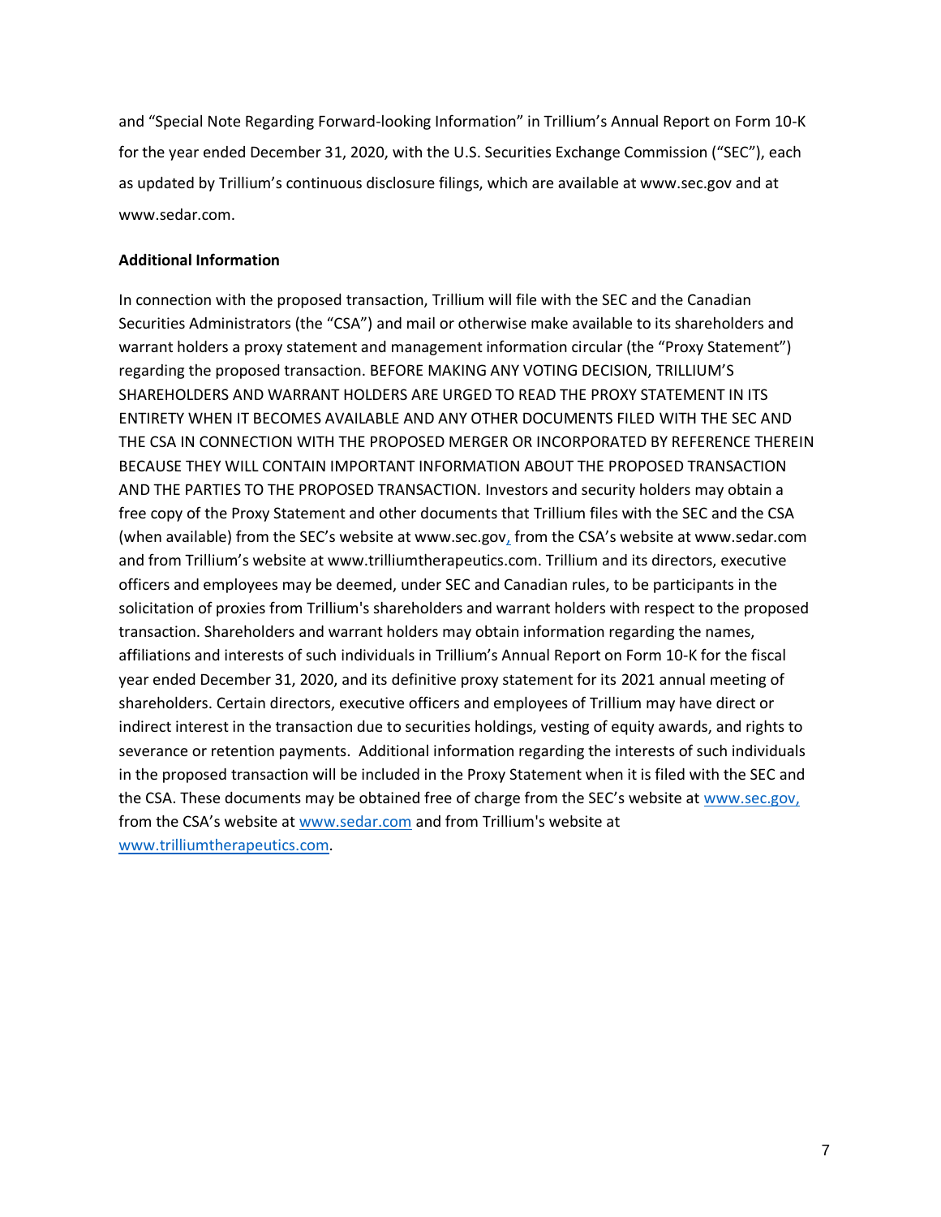and "Special Note Regarding Forward-looking Information" in Trillium's Annual Report on Form 10-K for the year ended December 31, 2020, with the U.S. Securities Exchange Commission ("SEC"), each as updated by Trillium's continuous disclosure filings, which are available at www.sec.gov and at www.sedar.com.

**Additional Information**

In connection with the proposed transaction, Trillium will file with the SEC and the Canadian Securities Administrators (the "CSA") and mail or otherwise make available to its shareholders and warrant holders a proxy statement and management information circular (the "Proxy Statement") regarding the proposed transaction. BEFORE MAKING ANY VOTING DECISION, TRILLIUM'S SHAREHOLDERS AND WARRANT HOLDERS ARE URGED TO READ THE PROXY STATEMENT IN ITS ENTIRETY WHEN IT BECOMES AVAILABLE AND ANY OTHER DOCUMENTS FILED WITH THE SEC AND THE CSA IN CONNECTION WITH THE PROPOSED MERGER OR INCORPORATED BY REFERENCE THEREIN BECAUSE THEY WILL CONTAIN IMPORTANT INFORMATION ABOUT THE PROPOSED TRANSACTION AND THE PARTIES TO THE PROPOSED TRANSACTION. Investors and security holders may obtain a free copy of the Proxy Statement and other documents that Trillium files with the SEC and the CSA (when available) from the SEC's website at www.sec.gov, from the CSA's website at www.sedar.com and from Trillium's website at www.trilliumtherapeutics.com. Trillium and its directors, executive officers and employees may be deemed, under SEC and Canadian rules, to be participants in the solicitation of proxies from Trillium's shareholders and warrant holders with respect to the proposed transaction. Shareholders and warrant holders may obtain information regarding the names, affiliations and interests of such individuals in Trillium's Annual Report on Form 10-K for the fiscal year ended December 31, 2020, and its definitive proxy statement for its 2021 annual meeting of shareholders. Certain directors, executive officers and employees of Trillium may have direct or indirect interest in the transaction due to securities holdings, vesting of equity awards, and rights to severance or retention payments. Additional information regarding the interests of such individuals in the proposed transaction will be included in the Proxy Statement when it is filed with the SEC and the CSA. These documents may be obtained free of charge from the SEC's website at www.sec.gov, from the CSA's website at www.sedar.com and from Trillium's website at www.trilliumtherapeutics.com.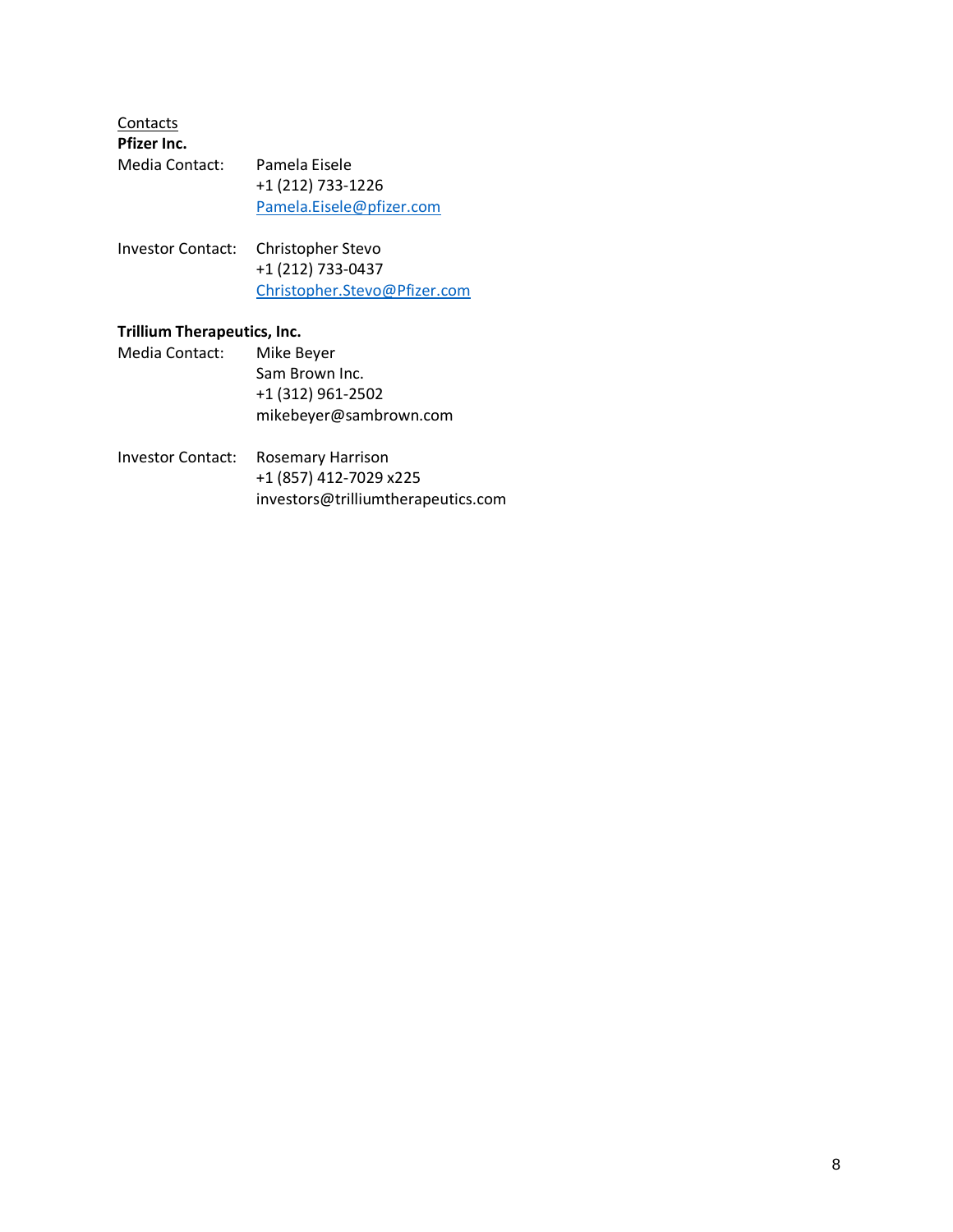Contacts

**Pfizer Inc.**

Media Contact: Pamela Eisele
+1 (212) 733-1226
Pamela.Eisele@pfizer.com

Investor Contact: Christopher Stevo
+1 (212) 733-0437
Christopher.Stevo@Pfizer.com

**Trillium Therapeutics, Inc.**

Media Contact: Mike Beyer
Sam Brown Inc.
+1 (312) 961-2502
mikebeyer@sambrown.com

Investor Contact: Rosemary Harrison
+1 (857) 412-7029 x225
investors@trilliumtherapeutics.com